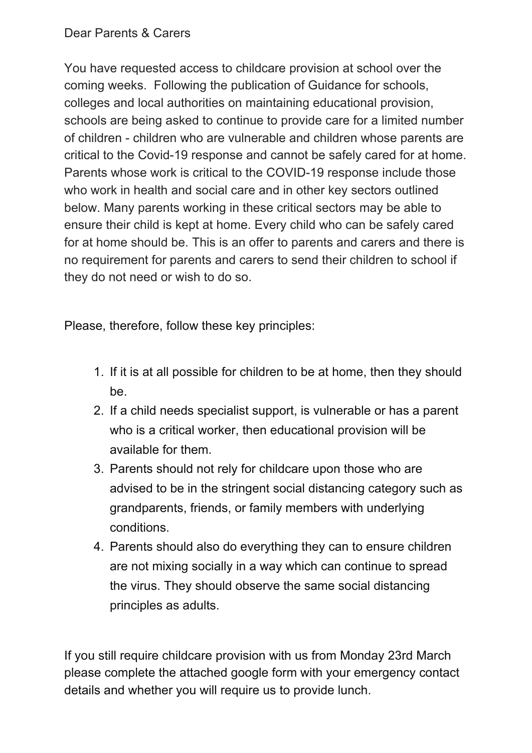Dear Parents & Carers

You have requested access to childcare provision at school over the coming weeks. Following the publication of Guidance for schools, colleges and local authorities on maintaining educational provision, schools are being asked to continue to provide care for a limited number of children - children who are vulnerable and children whose parents are critical to the Covid-19 response and cannot be safely cared for at home. Parents whose work is critical to the COVID-19 response include those who work in health and social care and in other key sectors outlined below. Many parents working in these critical sectors may be able to ensure their child is kept at home. Every child who can be safely cared for at home should be. This is an offer to parents and carers and there is no requirement for parents and carers to send their children to school if they do not need or wish to do so.

Please, therefore, follow these key principles:

1. If it is at all possible for children to be at home, then they should be.
2. If a child needs specialist support, is vulnerable or has a parent who is a critical worker, then educational provision will be available for them.
3. Parents should not rely for childcare upon those who are advised to be in the stringent social distancing category such as grandparents, friends, or family members with underlying conditions.
4. Parents should also do everything they can to ensure children are not mixing socially in a way which can continue to spread the virus. They should observe the same social distancing principles as adults.

If you still require childcare provision with us from Monday 23rd March please complete the attached google form with your emergency contact details and whether you will require us to provide lunch.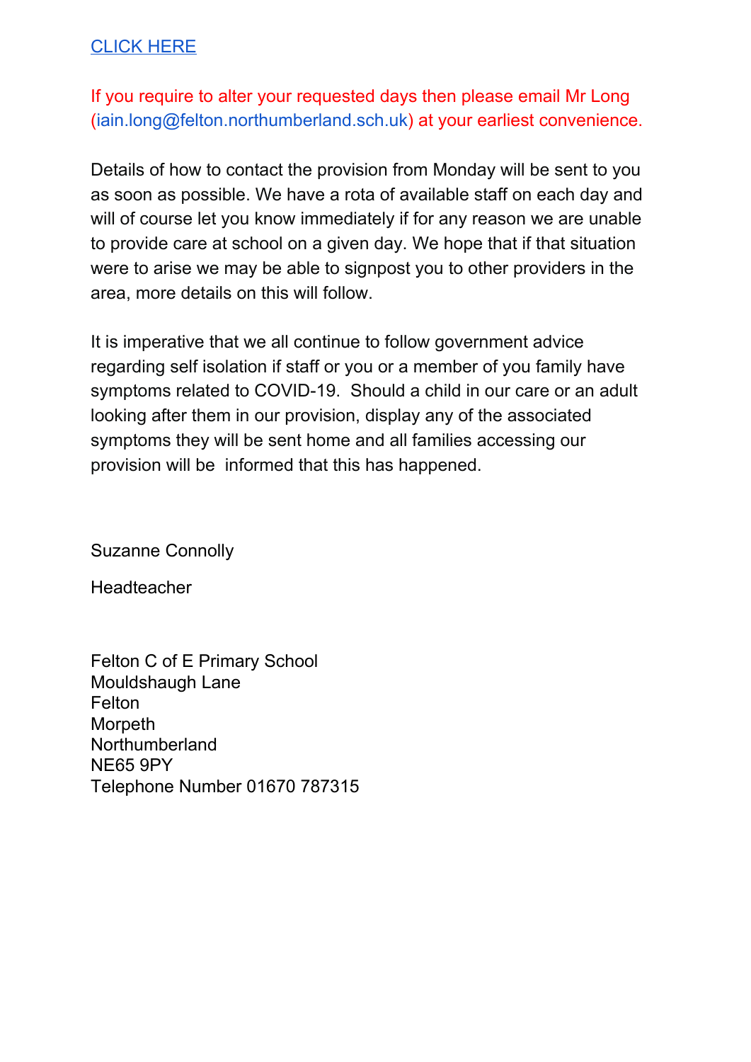CLICK HERE

If you require to alter your requested days then please email Mr Long (iain.long@felton.northumberland.sch.uk) at your earliest convenience.

Details of how to contact the provision from Monday will be sent to you as soon as possible. We have a rota of available staff on each day and will of course let you know immediately if for any reason we are unable to provide care at school on a given day. We hope that if that situation were to arise we may be able to signpost you to other providers in the area, more details on this will follow.

It is imperative that we all continue to follow government advice regarding self isolation if staff or you or a member of you family have symptoms related to COVID-19. Should a child in our care or an adult looking after them in our provision, display any of the associated symptoms they will be sent home and all families accessing our provision will be informed that this has happened.

Suzanne Connolly

Headteacher

Felton C of E Primary School  
Mouldshaugh Lane  
Felton  
Morpeth  
Northumberland  
NE65 9PY  
Telephone Number 01670 787315